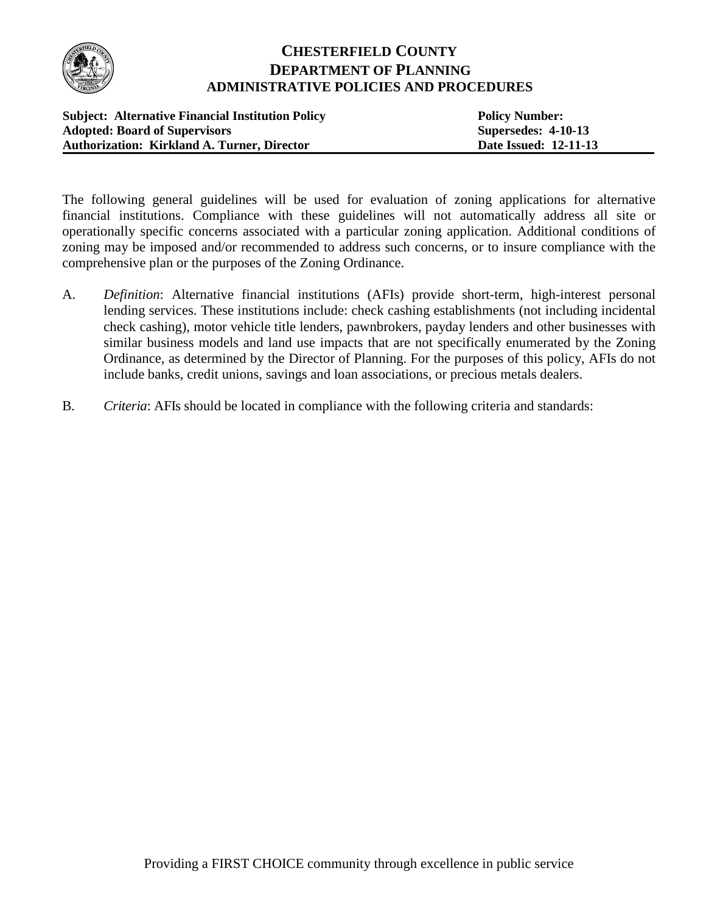# CHESTERFIELD COUNTY
## DEPARTMENT OF PLANNING
### ADMINISTRATIVE POLICIES AND PROCEDURES

| | |
|---|---|
| **Subject: Alternative Financial Institution Policy** | **Policy Number:** |
| **Adopted: Board of Supervisors** | **Supersedes: 4-10-13** |
| **Authorization: Kirkland A. Turner, Director** | **Date Issued: 12-11-13** |

The following general guidelines will be used for evaluation of zoning applications for alternative financial institutions. Compliance with these guidelines will not automatically address all site or operationally specific concerns associated with a particular zoning application. Additional conditions of zoning may be imposed and/or recommended to address such concerns, or to insure compliance with the comprehensive plan or the purposes of the Zoning Ordinance.

A. *Definition*: Alternative financial institutions (AFIs) provide short-term, high-interest personal lending services. These institutions include: check cashing establishments (not including incidental check cashing), motor vehicle title lenders, pawnbrokers, payday lenders and other businesses with similar business models and land use impacts that are not specifically enumerated by the Zoning Ordinance, as determined by the Director of Planning. For the purposes of this policy, AFIs do not include banks, credit unions, savings and loan associations, or precious metals dealers.

B. *Criteria*: AFIs should be located in compliance with the following criteria and standards: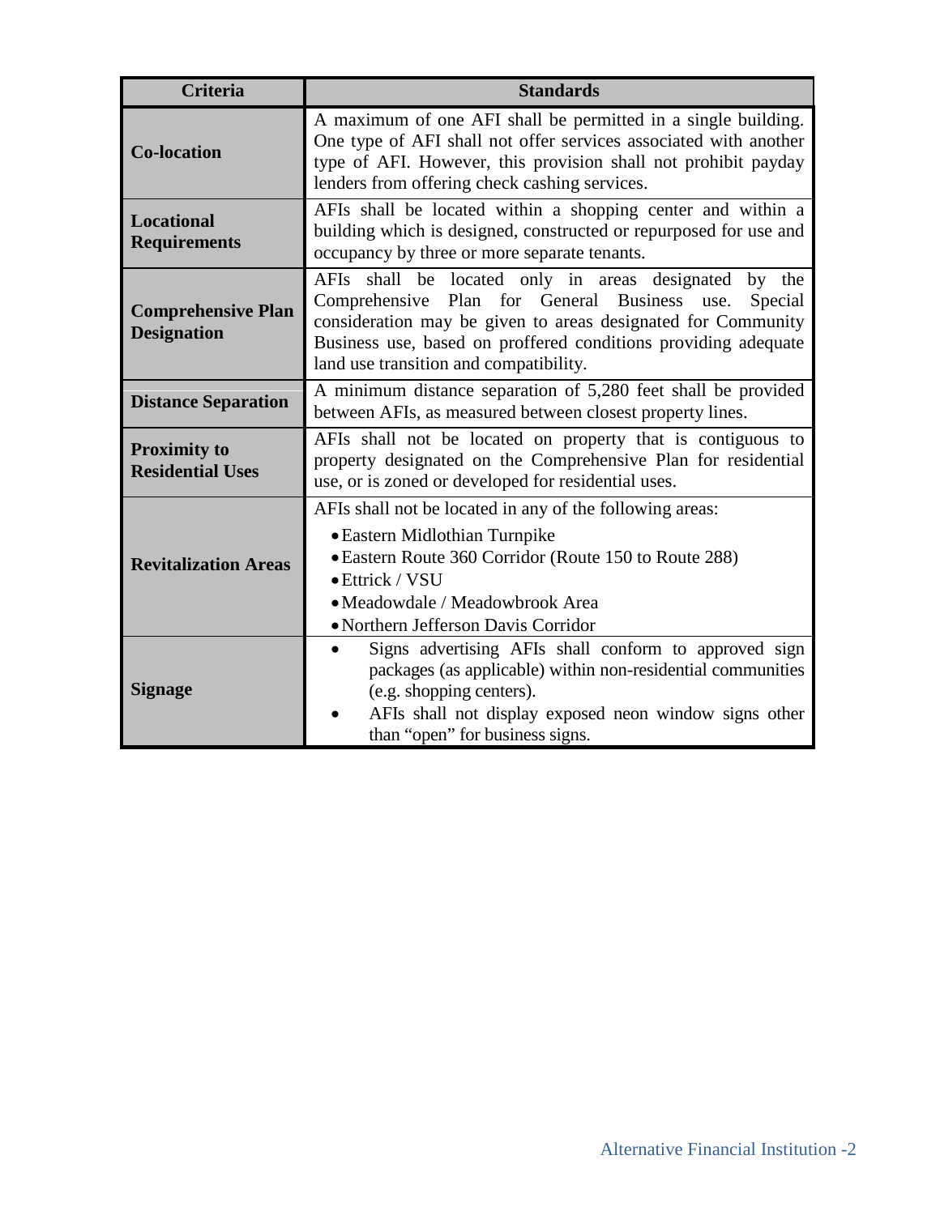| Criteria | Standards |
|---|---|
| **Co-location** | A maximum of one AFI shall be permitted in a single building. One type of AFI shall not offer services associated with another type of AFI. However, this provision shall not prohibit payday lenders from offering check cashing services. |
| **Locational Requirements** | AFIs shall be located within a shopping center and within a building which is designed, constructed or repurposed for use and occupancy by three or more separate tenants. |
| **Comprehensive Plan Designation** | AFIs shall be located only in areas designated by the Comprehensive Plan for General Business use. Special consideration may be given to areas designated for Community Business use, based on proffered conditions providing adequate land use transition and compatibility. |
| **Distance Separation** | A minimum distance separation of 5,280 feet shall be provided between AFIs, as measured between closest property lines. |
| **Proximity to Residential Uses** | AFIs shall not be located on property that is contiguous to property designated on the Comprehensive Plan for residential use, or is zoned or developed for residential uses. |
| **Revitalization Areas** | AFIs shall not be located in any of the following areas: <br>• Eastern Midlothian Turnpike <br>• Eastern Route 360 Corridor (Route 150 to Route 288) <br>• Ettrick / VSU <br>• Meadowdale / Meadowbrook Area <br>• Northern Jefferson Davis Corridor |
| **Signage** | • Signs advertising AFIs shall conform to approved sign packages (as applicable) within non-residential communities (e.g. shopping centers). <br>• AFIs shall not display exposed neon window signs other than "open" for business signs. |